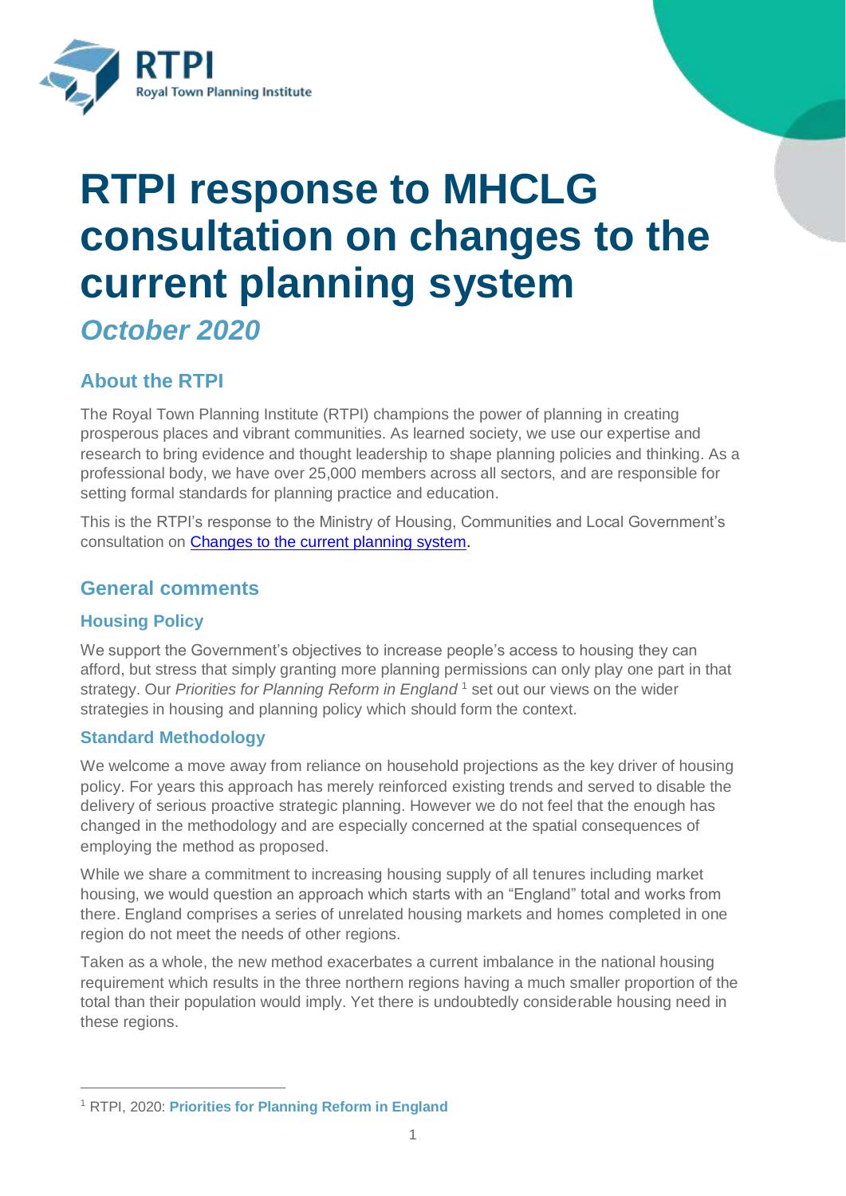# RTPI response to MHCLG consultation on changes to the current planning system

*October 2020*

## About the RTPI

The Royal Town Planning Institute (RTPI) champions the power of planning in creating prosperous places and vibrant communities. As learned society, we use our expertise and research to bring evidence and thought leadership to shape planning policies and thinking. As a professional body, we have over 25,000 members across all sectors, and are responsible for setting formal standards for planning practice and education.

This is the RTPI's response to the Ministry of Housing, Communities and Local Government's consultation on Changes to the current planning system.

## General comments

### Housing Policy

We support the Government's objectives to increase people's access to housing they can afford, but stress that simply granting more planning permissions can only play one part in that strategy. Our *Priorities for Planning Reform in England* [1] set out our views on the wider strategies in housing and planning policy which should form the context.

### Standard Methodology

We welcome a move away from reliance on household projections as the key driver of housing policy. For years this approach has merely reinforced existing trends and served to disable the delivery of serious proactive strategic planning. However we do not feel that the enough has changed in the methodology and are especially concerned at the spatial consequences of employing the method as proposed.

While we share a commitment to increasing housing supply of all tenures including market housing, we would question an approach which starts with an "England" total and works from there. England comprises a series of unrelated housing markets and homes completed in one region do not meet the needs of other regions.

Taken as a whole, the new method exacerbates a current imbalance in the national housing requirement which results in the three northern regions having a much smaller proportion of the total than their population would imply. Yet there is undoubtedly considerable housing need in these regions.

[1] RTPI, 2020: **Priorities for Planning Reform in England**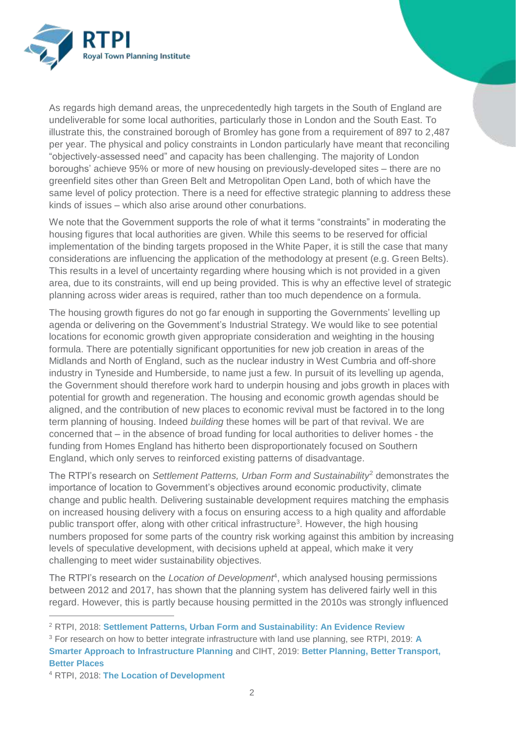As regards high demand areas, the unprecedentedly high targets in the South of England are undeliverable for some local authorities, particularly those in London and the South East. To illustrate this, the constrained borough of Bromley has gone from a requirement of 897 to 2,487 per year. The physical and policy constraints in London particularly have meant that reconciling "objectively-assessed need" and capacity has been challenging. The majority of London boroughs' achieve 95% or more of new housing on previously-developed sites – there are no greenfield sites other than Green Belt and Metropolitan Open Land, both of which have the same level of policy protection. There is a need for effective strategic planning to address these kinds of issues – which also arise around other conurbations.

We note that the Government supports the role of what it terms "constraints" in moderating the housing figures that local authorities are given. While this seems to be reserved for official implementation of the binding targets proposed in the White Paper, it is still the case that many considerations are influencing the application of the methodology at present (e.g. Green Belts). This results in a level of uncertainty regarding where housing which is not provided in a given area, due to its constraints, will end up being provided. This is why an effective level of strategic planning across wider areas is required, rather than too much dependence on a formula.

The housing growth figures do not go far enough in supporting the Governments' levelling up agenda or delivering on the Government's Industrial Strategy. We would like to see potential locations for economic growth given appropriate consideration and weighting in the housing formula. There are potentially significant opportunities for new job creation in areas of the Midlands and North of England, such as the nuclear industry in West Cumbria and off-shore industry in Tyneside and Humberside, to name just a few. In pursuit of its levelling up agenda, the Government should therefore work hard to underpin housing and jobs growth in places with potential for growth and regeneration. The housing and economic growth agendas should be aligned, and the contribution of new places to economic revival must be factored in to the long term planning of housing. Indeed *building* these homes will be part of that revival. We are concerned that – in the absence of broad funding for local authorities to deliver homes - the funding from Homes England has hitherto been disproportionately focused on Southern England, which only serves to reinforced existing patterns of disadvantage.

The RTPI's research on *Settlement Patterns, Urban Form and Sustainability*[2] demonstrates the importance of location to Government's objectives around economic productivity, climate change and public health. Delivering sustainable development requires matching the emphasis on increased housing delivery with a focus on ensuring access to a high quality and affordable public transport offer, along with other critical infrastructure[3]. However, the high housing numbers proposed for some parts of the country risk working against this ambition by increasing levels of speculative development, with decisions upheld at appeal, which make it very challenging to meet wider sustainability objectives.

The RTPI's research on the *Location of Development*[4], which analysed housing permissions between 2012 and 2017, has shown that the planning system has delivered fairly well in this regard. However, this is partly because housing permitted in the 2010s was strongly influenced

---

[2] RTPI, 2018: **Settlement Patterns, Urban Form and Sustainability: An Evidence Review**

[3] For research on how to better integrate infrastructure with land use planning, see RTPI, 2019: **A Smarter Approach to Infrastructure Planning** and CIHT, 2019: **Better Planning, Better Transport, Better Places**

[4] RTPI, 2018: **The Location of Development**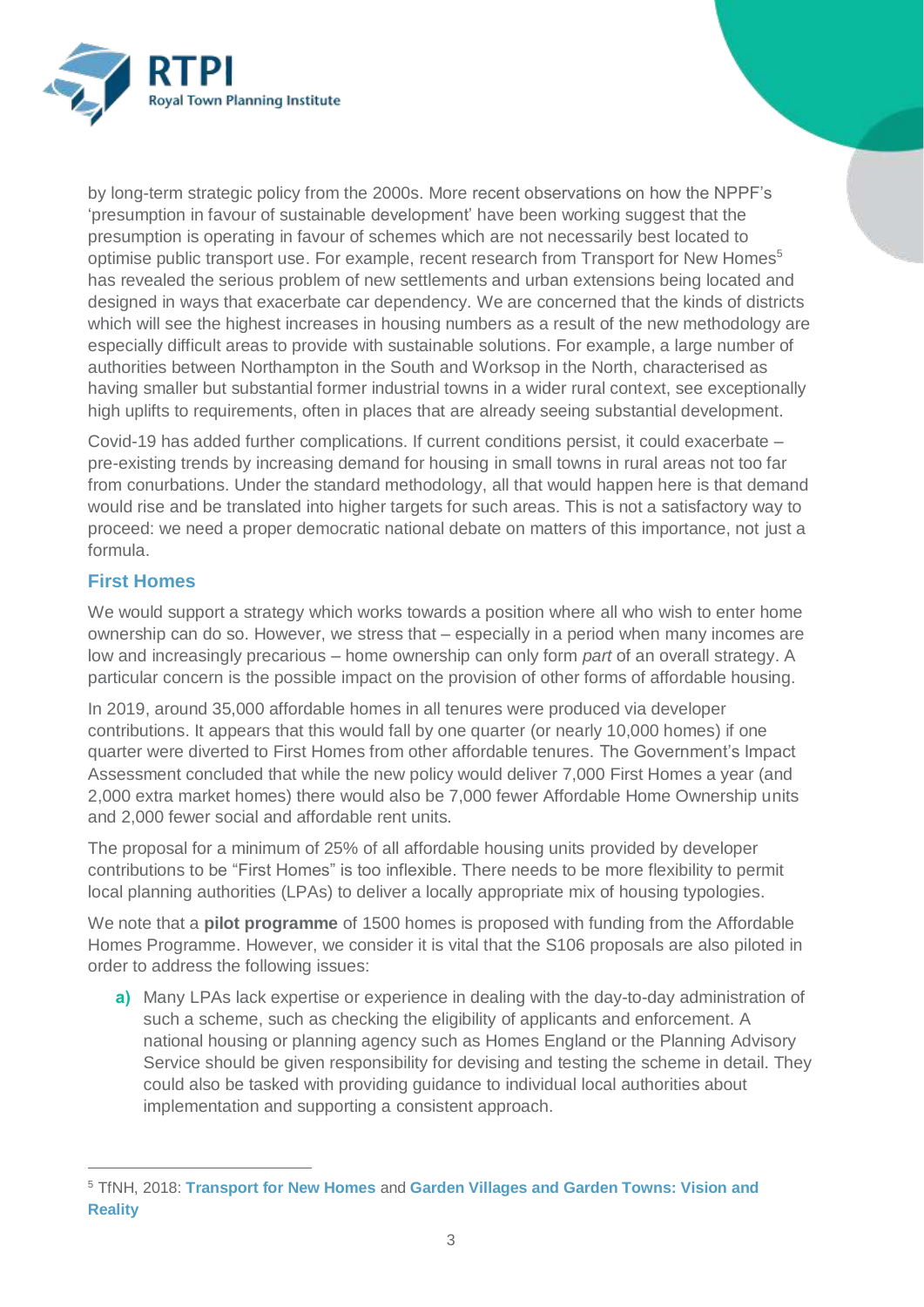by long-term strategic policy from the 2000s. More recent observations on how the NPPF's 'presumption in favour of sustainable development' have been working suggest that the presumption is operating in favour of schemes which are not necessarily best located to optimise public transport use. For example, recent research from Transport for New Homes[5] has revealed the serious problem of new settlements and urban extensions being located and designed in ways that exacerbate car dependency. We are concerned that the kinds of districts which will see the highest increases in housing numbers as a result of the new methodology are especially difficult areas to provide with sustainable solutions. For example, a large number of authorities between Northampton in the South and Worksop in the North, characterised as having smaller but substantial former industrial towns in a wider rural context, see exceptionally high uplifts to requirements, often in places that are already seeing substantial development.

Covid-19 has added further complications. If current conditions persist, it could exacerbate – pre-existing trends by increasing demand for housing in small towns in rural areas not too far from conurbations. Under the standard methodology, all that would happen here is that demand would rise and be translated into higher targets for such areas. This is not a satisfactory way to proceed: we need a proper democratic national debate on matters of this importance, not just a formula.

## First Homes

We would support a strategy which works towards a position where all who wish to enter home ownership can do so. However, we stress that – especially in a period when many incomes are low and increasingly precarious – home ownership can only form *part* of an overall strategy. A particular concern is the possible impact on the provision of other forms of affordable housing.

In 2019, around 35,000 affordable homes in all tenures were produced via developer contributions. It appears that this would fall by one quarter (or nearly 10,000 homes) if one quarter were diverted to First Homes from other affordable tenures. The Government's Impact Assessment concluded that while the new policy would deliver 7,000 First Homes a year (and 2,000 extra market homes) there would also be 7,000 fewer Affordable Home Ownership units and 2,000 fewer social and affordable rent units.

The proposal for a minimum of 25% of all affordable housing units provided by developer contributions to be "First Homes" is too inflexible. There needs to be more flexibility to permit local planning authorities (LPAs) to deliver a locally appropriate mix of housing typologies.

We note that a **pilot programme** of 1500 homes is proposed with funding from the Affordable Homes Programme. However, we consider it is vital that the S106 proposals are also piloted in order to address the following issues:

**a)** Many LPAs lack expertise or experience in dealing with the day-to-day administration of such a scheme, such as checking the eligibility of applicants and enforcement. A national housing or planning agency such as Homes England or the Planning Advisory Service should be given responsibility for devising and testing the scheme in detail. They could also be tasked with providing guidance to individual local authorities about implementation and supporting a consistent approach.

---

[5] TfNH, 2018: **Transport for New Homes** and **Garden Villages and Garden Towns: Vision and Reality**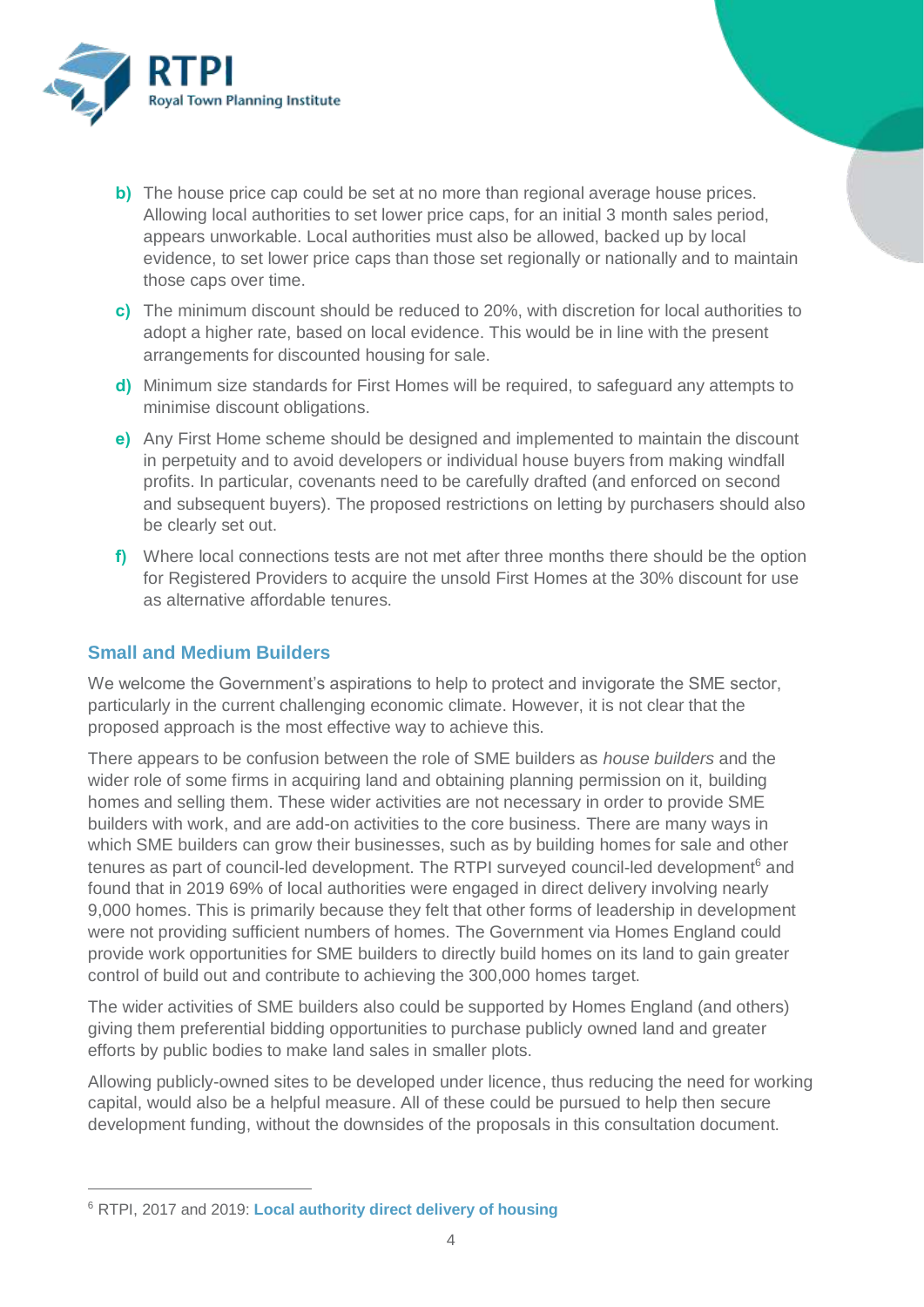b) The house price cap could be set at no more than regional average house prices. Allowing local authorities to set lower price caps, for an initial 3 month sales period, appears unworkable. Local authorities must also be allowed, backed up by local evidence, to set lower price caps than those set regionally or nationally and to maintain those caps over time.

c) The minimum discount should be reduced to 20%, with discretion for local authorities to adopt a higher rate, based on local evidence. This would be in line with the present arrangements for discounted housing for sale.

d) Minimum size standards for First Homes will be required, to safeguard any attempts to minimise discount obligations.

e) Any First Home scheme should be designed and implemented to maintain the discount in perpetuity and to avoid developers or individual house buyers from making windfall profits. In particular, covenants need to be carefully drafted (and enforced on second and subsequent buyers). The proposed restrictions on letting by purchasers should also be clearly set out.

f) Where local connections tests are not met after three months there should be the option for Registered Providers to acquire the unsold First Homes at the 30% discount for use as alternative affordable tenures.

## Small and Medium Builders

We welcome the Government's aspirations to help to protect and invigorate the SME sector, particularly in the current challenging economic climate. However, it is not clear that the proposed approach is the most effective way to achieve this.

There appears to be confusion between the role of SME builders as *house builders* and the wider role of some firms in acquiring land and obtaining planning permission on it, building homes and selling them. These wider activities are not necessary in order to provide SME builders with work, and are add-on activities to the core business. There are many ways in which SME builders can grow their businesses, such as by building homes for sale and other tenures as part of council-led development. The RTPI surveyed council-led development[6] and found that in 2019 69% of local authorities were engaged in direct delivery involving nearly 9,000 homes. This is primarily because they felt that other forms of leadership in development were not providing sufficient numbers of homes. The Government via Homes England could provide work opportunities for SME builders to directly build homes on its land to gain greater control of build out and contribute to achieving the 300,000 homes target.

The wider activities of SME builders also could be supported by Homes England (and others) giving them preferential bidding opportunities to purchase publicly owned land and greater efforts by public bodies to make land sales in smaller plots.

Allowing publicly-owned sites to be developed under licence, thus reducing the need for working capital, would also be a helpful measure. All of these could be pursued to help then secure development funding, without the downsides of the proposals in this consultation document.

---

[6] RTPI, 2017 and 2019: **Local authority direct delivery of housing**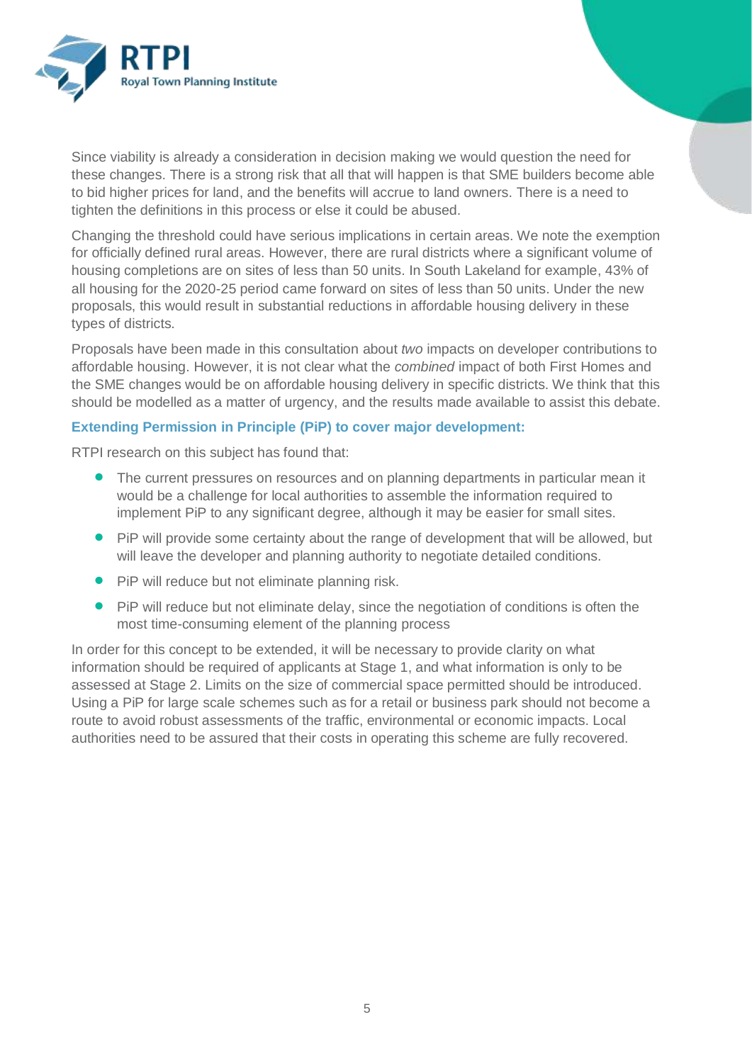Since viability is already a consideration in decision making we would question the need for these changes. There is a strong risk that all that will happen is that SME builders become able to bid higher prices for land, and the benefits will accrue to land owners. There is a need to tighten the definitions in this process or else it could be abused.

Changing the threshold could have serious implications in certain areas. We note the exemption for officially defined rural areas. However, there are rural districts where a significant volume of housing completions are on sites of less than 50 units. In South Lakeland for example, 43% of all housing for the 2020-25 period came forward on sites of less than 50 units. Under the new proposals, this would result in substantial reductions in affordable housing delivery in these types of districts.

Proposals have been made in this consultation about *two* impacts on developer contributions to affordable housing. However, it is not clear what the *combined* impact of both First Homes and the SME changes would be on affordable housing delivery in specific districts. We think that this should be modelled as a matter of urgency, and the results made available to assist this debate.

### Extending Permission in Principle (PiP) to cover major development:

RTPI research on this subject has found that:

- The current pressures on resources and on planning departments in particular mean it would be a challenge for local authorities to assemble the information required to implement PiP to any significant degree, although it may be easier for small sites.
- PiP will provide some certainty about the range of development that will be allowed, but will leave the developer and planning authority to negotiate detailed conditions.
- PiP will reduce but not eliminate planning risk.
- PiP will reduce but not eliminate delay, since the negotiation of conditions is often the most time-consuming element of the planning process

In order for this concept to be extended, it will be necessary to provide clarity on what information should be required of applicants at Stage 1, and what information is only to be assessed at Stage 2. Limits on the size of commercial space permitted should be introduced. Using a PiP for large scale schemes such as for a retail or business park should not become a route to avoid robust assessments of the traffic, environmental or economic impacts. Local authorities need to be assured that their costs in operating this scheme are fully recovered.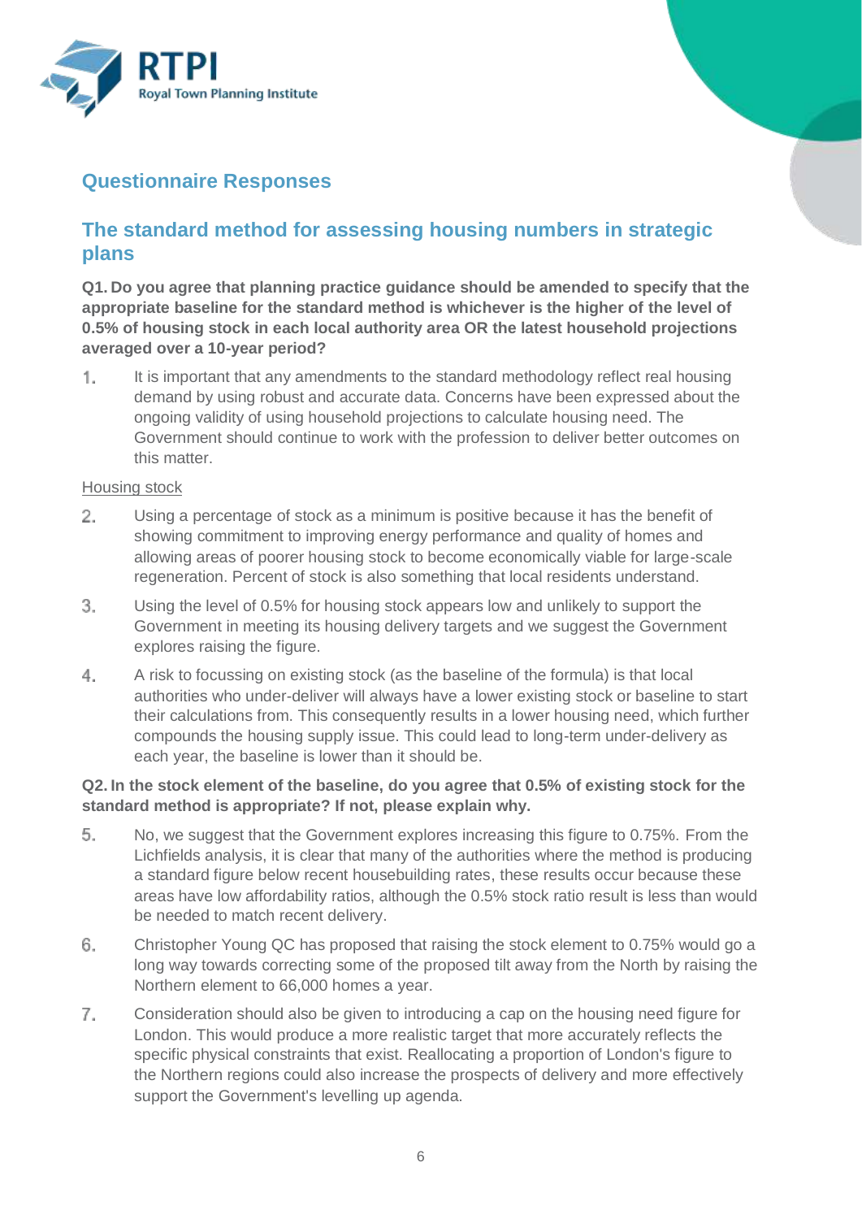## Questionnaire Responses

## The standard method for assessing housing numbers in strategic plans

**Q1. Do you agree that planning practice guidance should be amended to specify that the appropriate baseline for the standard method is whichever is the higher of the level of 0.5% of housing stock in each local authority area OR the latest household projections averaged over a 10-year period?**

1. It is important that any amendments to the standard methodology reflect real housing demand by using robust and accurate data. Concerns have been expressed about the ongoing validity of using household projections to calculate housing need. The Government should continue to work with the profession to deliver better outcomes on this matter.

<u>Housing stock</u>

2. Using a percentage of stock as a minimum is positive because it has the benefit of showing commitment to improving energy performance and quality of homes and allowing areas of poorer housing stock to become economically viable for large-scale regeneration. Percent of stock is also something that local residents understand.
3. Using the level of 0.5% for housing stock appears low and unlikely to support the Government in meeting its housing delivery targets and we suggest the Government explores raising the figure.
4. A risk to focussing on existing stock (as the baseline of the formula) is that local authorities who under-deliver will always have a lower existing stock or baseline to start their calculations from. This consequently results in a lower housing need, which further compounds the housing supply issue. This could lead to long-term under-delivery as each year, the baseline is lower than it should be.

**Q2. In the stock element of the baseline, do you agree that 0.5% of existing stock for the standard method is appropriate? If not, please explain why.**

5. No, we suggest that the Government explores increasing this figure to 0.75%. From the Lichfields analysis, it is clear that many of the authorities where the method is producing a standard figure below recent housebuilding rates, these results occur because these areas have low affordability ratios, although the 0.5% stock ratio result is less than would be needed to match recent delivery.
6. Christopher Young QC has proposed that raising the stock element to 0.75% would go a long way towards correcting some of the proposed tilt away from the North by raising the Northern element to 66,000 homes a year.
7. Consideration should also be given to introducing a cap on the housing need figure for London. This would produce a more realistic target that more accurately reflects the specific physical constraints that exist. Reallocating a proportion of London's figure to the Northern regions could also increase the prospects of delivery and more effectively support the Government's levelling up agenda.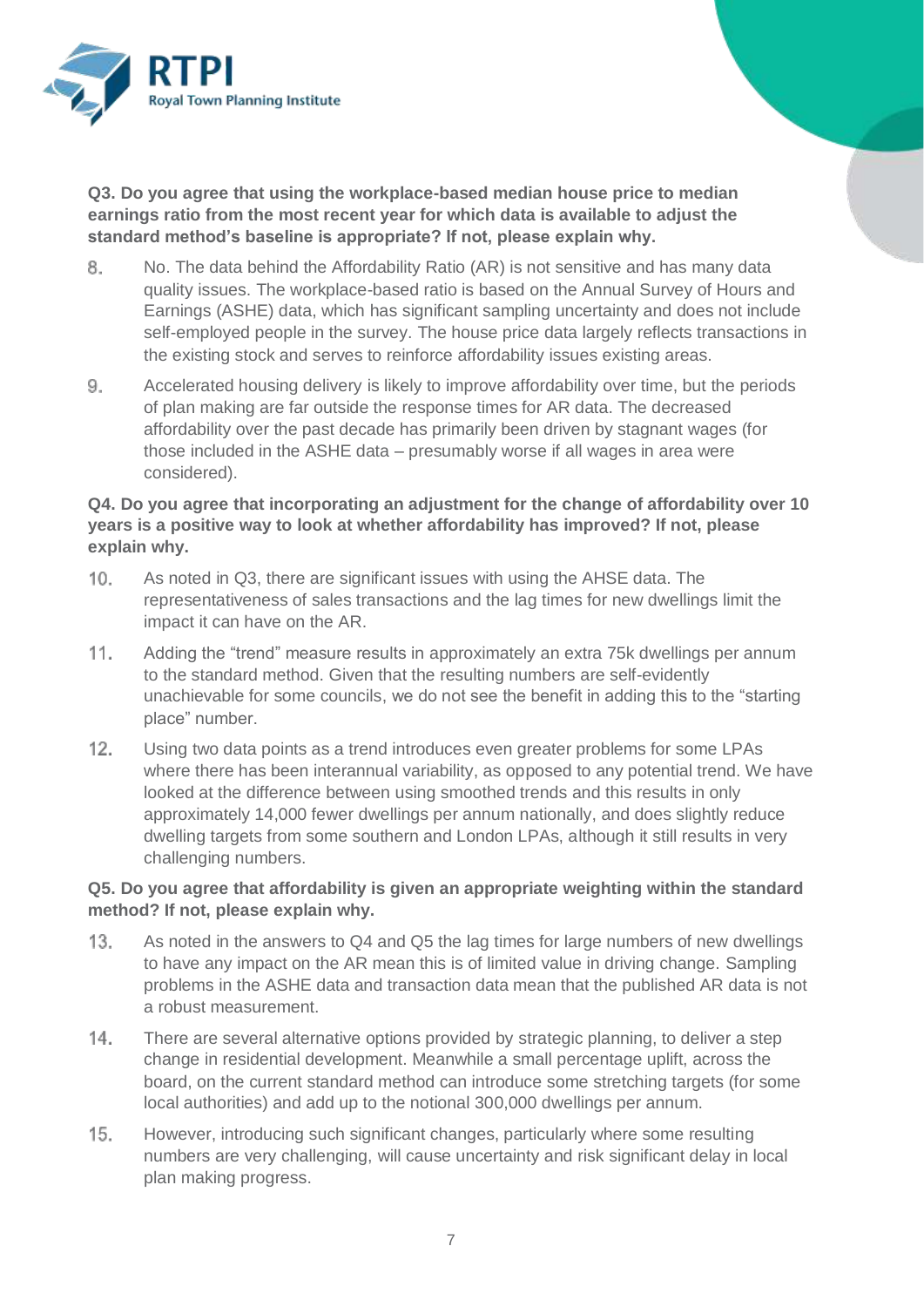**Q3. Do you agree that using the workplace-based median house price to median earnings ratio from the most recent year for which data is available to adjust the standard method's baseline is appropriate? If not, please explain why.**

8. No. The data behind the Affordability Ratio (AR) is not sensitive and has many data quality issues. The workplace-based ratio is based on the Annual Survey of Hours and Earnings (ASHE) data, which has significant sampling uncertainty and does not include self-employed people in the survey. The house price data largely reflects transactions in the existing stock and serves to reinforce affordability issues existing areas.

9. Accelerated housing delivery is likely to improve affordability over time, but the periods of plan making are far outside the response times for AR data. The decreased affordability over the past decade has primarily been driven by stagnant wages (for those included in the ASHE data – presumably worse if all wages in area were considered).

**Q4. Do you agree that incorporating an adjustment for the change of affordability over 10 years is a positive way to look at whether affordability has improved? If not, please explain why.**

10. As noted in Q3, there are significant issues with using the AHSE data. The representativeness of sales transactions and the lag times for new dwellings limit the impact it can have on the AR.

11. Adding the "trend" measure results in approximately an extra 75k dwellings per annum to the standard method. Given that the resulting numbers are self-evidently unachievable for some councils, we do not see the benefit in adding this to the "starting place" number.

12. Using two data points as a trend introduces even greater problems for some LPAs where there has been interannual variability, as opposed to any potential trend. We have looked at the difference between using smoothed trends and this results in only approximately 14,000 fewer dwellings per annum nationally, and does slightly reduce dwelling targets from some southern and London LPAs, although it still results in very challenging numbers.

**Q5. Do you agree that affordability is given an appropriate weighting within the standard method? If not, please explain why.**

13. As noted in the answers to Q4 and Q5 the lag times for large numbers of new dwellings to have any impact on the AR mean this is of limited value in driving change. Sampling problems in the ASHE data and transaction data mean that the published AR data is not a robust measurement.

14. There are several alternative options provided by strategic planning, to deliver a step change in residential development. Meanwhile a small percentage uplift, across the board, on the current standard method can introduce some stretching targets (for some local authorities) and add up to the notional 300,000 dwellings per annum.

15. However, introducing such significant changes, particularly where some resulting numbers are very challenging, will cause uncertainty and risk significant delay in local plan making progress.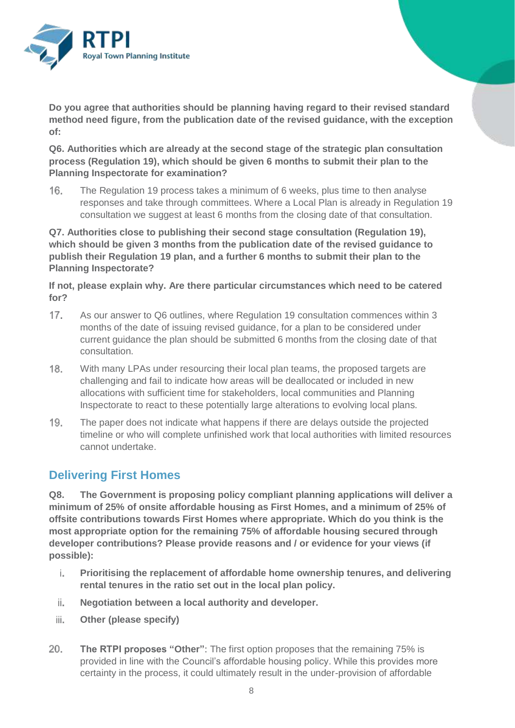**Do you agree that authorities should be planning having regard to their revised standard method need figure, from the publication date of the revised guidance, with the exception of:**

**Q6. Authorities which are already at the second stage of the strategic plan consultation process (Regulation 19), which should be given 6 months to submit their plan to the Planning Inspectorate for examination?**

16. The Regulation 19 process takes a minimum of 6 weeks, plus time to then analyse responses and take through committees. Where a Local Plan is already in Regulation 19 consultation we suggest at least 6 months from the closing date of that consultation.

**Q7. Authorities close to publishing their second stage consultation (Regulation 19), which should be given 3 months from the publication date of the revised guidance to publish their Regulation 19 plan, and a further 6 months to submit their plan to the Planning Inspectorate?**

**If not, please explain why. Are there particular circumstances which need to be catered for?**

17. As our answer to Q6 outlines, where Regulation 19 consultation commences within 3 months of the date of issuing revised guidance, for a plan to be considered under current guidance the plan should be submitted 6 months from the closing date of that consultation.

18. With many LPAs under resourcing their local plan teams, the proposed targets are challenging and fail to indicate how areas will be deallocated or included in new allocations with sufficient time for stakeholders, local communities and Planning Inspectorate to react to these potentially large alterations to evolving local plans.

19. The paper does not indicate what happens if there are delays outside the projected timeline or who will complete unfinished work that local authorities with limited resources cannot undertake.

## Delivering First Homes

**Q8. The Government is proposing policy compliant planning applications will deliver a minimum of 25% of onsite affordable housing as First Homes, and a minimum of 25% of offsite contributions towards First Homes where appropriate. Which do you think is the most appropriate option for the remaining 75% of affordable housing secured through developer contributions? Please provide reasons and / or evidence for your views (if possible):**

i. **Prioritising the replacement of affordable home ownership tenures, and delivering rental tenures in the ratio set out in the local plan policy.**

ii. **Negotiation between a local authority and developer.**

iii. **Other (please specify)**

20. **The RTPI proposes "Other":** The first option proposes that the remaining 75% is provided in line with the Council's affordable housing policy. While this provides more certainty in the process, it could ultimately result in the under-provision of affordable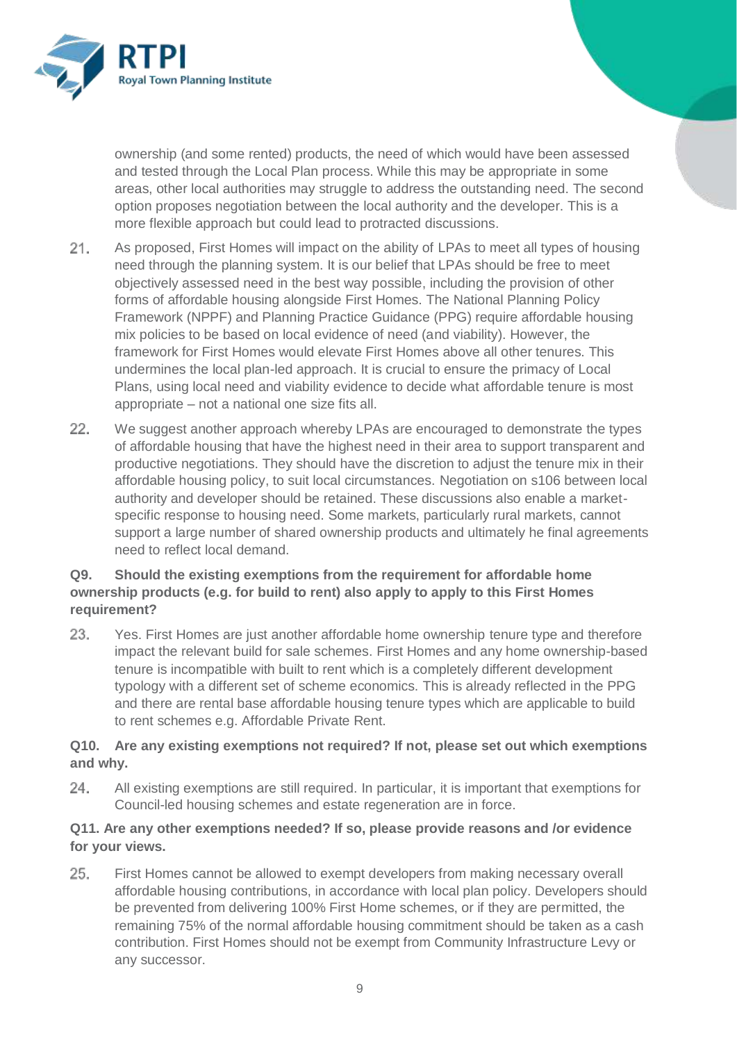ownership (and some rented) products, the need of which would have been assessed and tested through the Local Plan process. While this may be appropriate in some areas, other local authorities may struggle to address the outstanding need. The second option proposes negotiation between the local authority and the developer. This is a more flexible approach but could lead to protracted discussions.

21. As proposed, First Homes will impact on the ability of LPAs to meet all types of housing need through the planning system. It is our belief that LPAs should be free to meet objectively assessed need in the best way possible, including the provision of other forms of affordable housing alongside First Homes. The National Planning Policy Framework (NPPF) and Planning Practice Guidance (PPG) require affordable housing mix policies to be based on local evidence of need (and viability). However, the framework for First Homes would elevate First Homes above all other tenures. This undermines the local plan-led approach. It is crucial to ensure the primacy of Local Plans, using local need and viability evidence to decide what affordable tenure is most appropriate – not a national one size fits all.

22. We suggest another approach whereby LPAs are encouraged to demonstrate the types of affordable housing that have the highest need in their area to support transparent and productive negotiations. They should have the discretion to adjust the tenure mix in their affordable housing policy, to suit local circumstances. Negotiation on s106 between local authority and developer should be retained. These discussions also enable a market-specific response to housing need. Some markets, particularly rural markets, cannot support a large number of shared ownership products and ultimately he final agreements need to reflect local demand.

**Q9. Should the existing exemptions from the requirement for affordable home ownership products (e.g. for build to rent) also apply to apply to this First Homes requirement?**

23. Yes. First Homes are just another affordable home ownership tenure type and therefore impact the relevant build for sale schemes. First Homes and any home ownership-based tenure is incompatible with built to rent which is a completely different development typology with a different set of scheme economics. This is already reflected in the PPG and there are rental base affordable housing tenure types which are applicable to build to rent schemes e.g. Affordable Private Rent.

**Q10. Are any existing exemptions not required? If not, please set out which exemptions and why.**

24. All existing exemptions are still required. In particular, it is important that exemptions for Council-led housing schemes and estate regeneration are in force.

**Q11. Are any other exemptions needed? If so, please provide reasons and /or evidence for your views.**

25. First Homes cannot be allowed to exempt developers from making necessary overall affordable housing contributions, in accordance with local plan policy. Developers should be prevented from delivering 100% First Home schemes, or if they are permitted, the remaining 75% of the normal affordable housing commitment should be taken as a cash contribution. First Homes should not be exempt from Community Infrastructure Levy or any successor.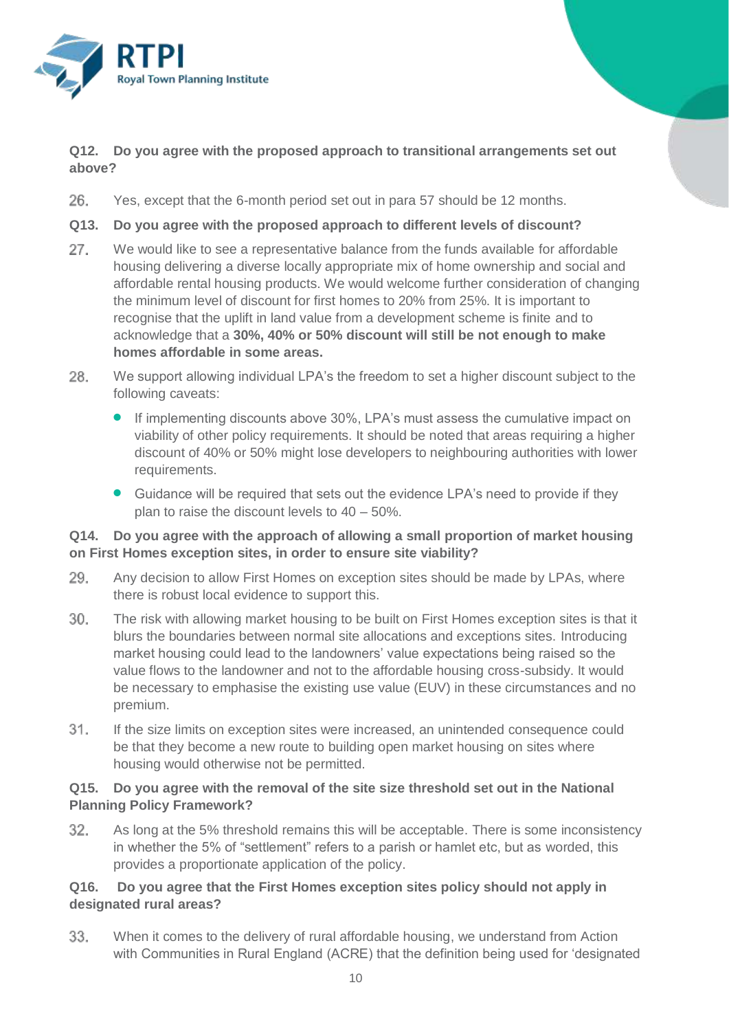**Q12. Do you agree with the proposed approach to transitional arrangements set out above?**

26. Yes, except that the 6-month period set out in para 57 should be 12 months.

**Q13. Do you agree with the proposed approach to different levels of discount?**

27. We would like to see a representative balance from the funds available for affordable housing delivering a diverse locally appropriate mix of home ownership and social and affordable rental housing products. We would welcome further consideration of changing the minimum level of discount for first homes to 20% from 25%. It is important to recognise that the uplift in land value from a development scheme is finite and to acknowledge that a **30%, 40% or 50% discount will still be not enough to make homes affordable in some areas.**

28. We support allowing individual LPA's the freedom to set a higher discount subject to the following caveats:

- If implementing discounts above 30%, LPA's must assess the cumulative impact on viability of other policy requirements. It should be noted that areas requiring a higher discount of 40% or 50% might lose developers to neighbouring authorities with lower requirements.
- Guidance will be required that sets out the evidence LPA's need to provide if they plan to raise the discount levels to 40 – 50%.

**Q14. Do you agree with the approach of allowing a small proportion of market housing on First Homes exception sites, in order to ensure site viability?**

29. Any decision to allow First Homes on exception sites should be made by LPAs, where there is robust local evidence to support this.

30. The risk with allowing market housing to be built on First Homes exception sites is that it blurs the boundaries between normal site allocations and exceptions sites. Introducing market housing could lead to the landowners' value expectations being raised so the value flows to the landowner and not to the affordable housing cross-subsidy. It would be necessary to emphasise the existing use value (EUV) in these circumstances and no premium.

31. If the size limits on exception sites were increased, an unintended consequence could be that they become a new route to building open market housing on sites where housing would otherwise not be permitted.

**Q15. Do you agree with the removal of the site size threshold set out in the National Planning Policy Framework?**

32. As long at the 5% threshold remains this will be acceptable. There is some inconsistency in whether the 5% of "settlement" refers to a parish or hamlet etc, but as worded, this provides a proportionate application of the policy.

**Q16. Do you agree that the First Homes exception sites policy should not apply in designated rural areas?**

33. When it comes to the delivery of rural affordable housing, we understand from Action with Communities in Rural England (ACRE) that the definition being used for 'designated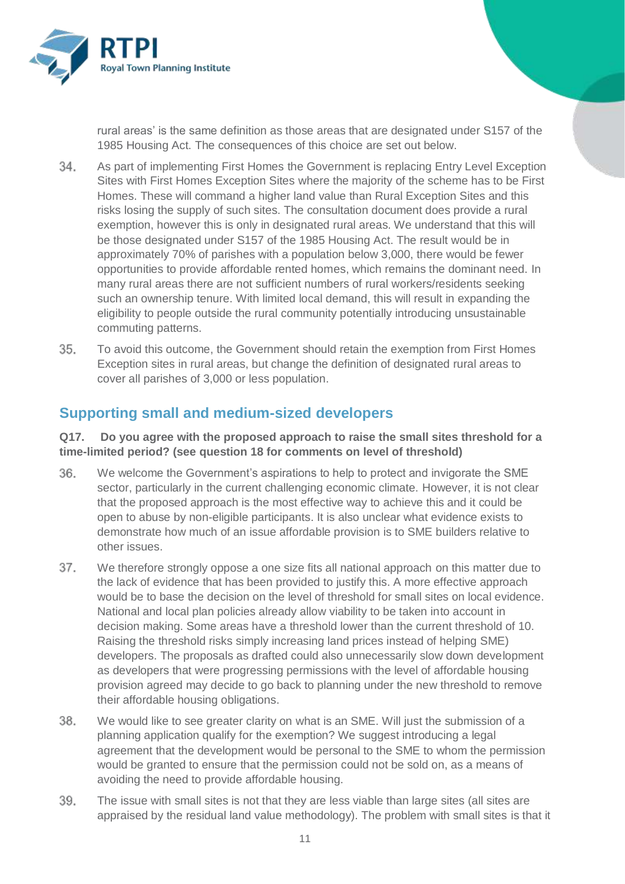rural areas' is the same definition as those areas that are designated under S157 of the 1985 Housing Act. The consequences of this choice are set out below.

34. As part of implementing First Homes the Government is replacing Entry Level Exception Sites with First Homes Exception Sites where the majority of the scheme has to be First Homes. These will command a higher land value than Rural Exception Sites and this risks losing the supply of such sites. The consultation document does provide a rural exemption, however this is only in designated rural areas. We understand that this will be those designated under S157 of the 1985 Housing Act. The result would be in approximately 70% of parishes with a population below 3,000, there would be fewer opportunities to provide affordable rented homes, which remains the dominant need. In many rural areas there are not sufficient numbers of rural workers/residents seeking such an ownership tenure. With limited local demand, this will result in expanding the eligibility to people outside the rural community potentially introducing unsustainable commuting patterns.

35. To avoid this outcome, the Government should retain the exemption from First Homes Exception sites in rural areas, but change the definition of designated rural areas to cover all parishes of 3,000 or less population.

## Supporting small and medium-sized developers

**Q17. Do you agree with the proposed approach to raise the small sites threshold for a time-limited period? (see question 18 for comments on level of threshold)**

36. We welcome the Government's aspirations to help to protect and invigorate the SME sector, particularly in the current challenging economic climate. However, it is not clear that the proposed approach is the most effective way to achieve this and it could be open to abuse by non-eligible participants. It is also unclear what evidence exists to demonstrate how much of an issue affordable provision is to SME builders relative to other issues.

37. We therefore strongly oppose a one size fits all national approach on this matter due to the lack of evidence that has been provided to justify this. A more effective approach would be to base the decision on the level of threshold for small sites on local evidence. National and local plan policies already allow viability to be taken into account in decision making. Some areas have a threshold lower than the current threshold of 10. Raising the threshold risks simply increasing land prices instead of helping SME) developers. The proposals as drafted could also unnecessarily slow down development as developers that were progressing permissions with the level of affordable housing provision agreed may decide to go back to planning under the new threshold to remove their affordable housing obligations.

38. We would like to see greater clarity on what is an SME. Will just the submission of a planning application qualify for the exemption? We suggest introducing a legal agreement that the development would be personal to the SME to whom the permission would be granted to ensure that the permission could not be sold on, as a means of avoiding the need to provide affordable housing.

39. The issue with small sites is not that they are less viable than large sites (all sites are appraised by the residual land value methodology). The problem with small sites is that it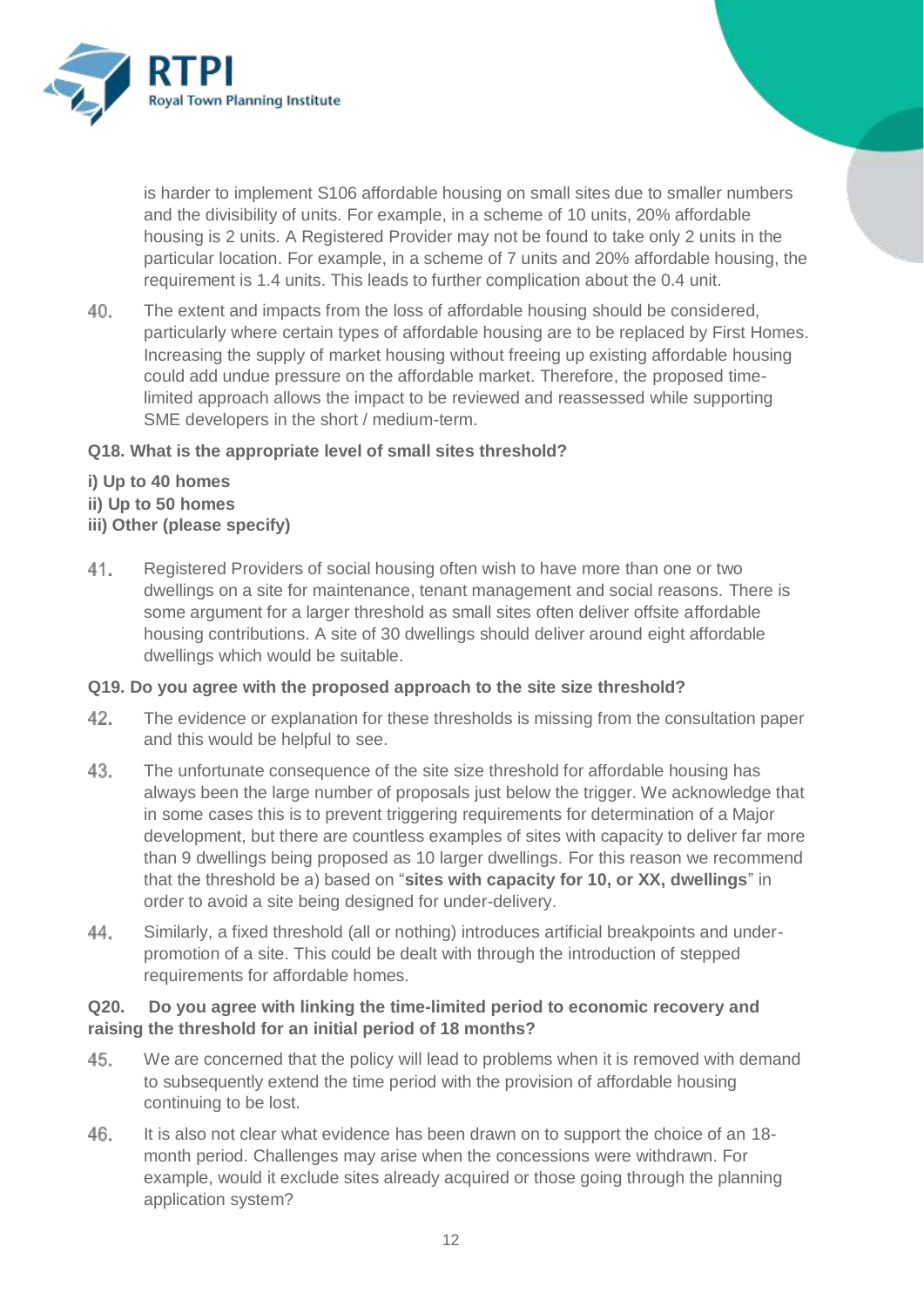is harder to implement S106 affordable housing on small sites due to smaller numbers and the divisibility of units. For example, in a scheme of 10 units, 20% affordable housing is 2 units. A Registered Provider may not be found to take only 2 units in the particular location. For example, in a scheme of 7 units and 20% affordable housing, the requirement is 1.4 units. This leads to further complication about the 0.4 unit.

40. The extent and impacts from the loss of affordable housing should be considered, particularly where certain types of affordable housing are to be replaced by First Homes. Increasing the supply of market housing without freeing up existing affordable housing could add undue pressure on the affordable market. Therefore, the proposed time-limited approach allows the impact to be reviewed and reassessed while supporting SME developers in the short / medium-term.

**Q18. What is the appropriate level of small sites threshold?**

**i) Up to 40 homes**
**ii) Up to 50 homes**
**iii) Other (please specify)**

41. Registered Providers of social housing often wish to have more than one or two dwellings on a site for maintenance, tenant management and social reasons. There is some argument for a larger threshold as small sites often deliver offsite affordable housing contributions. A site of 30 dwellings should deliver around eight affordable dwellings which would be suitable.

**Q19. Do you agree with the proposed approach to the site size threshold?**

42. The evidence or explanation for these thresholds is missing from the consultation paper and this would be helpful to see.

43. The unfortunate consequence of the site size threshold for affordable housing has always been the large number of proposals just below the trigger. We acknowledge that in some cases this is to prevent triggering requirements for determination of a Major development, but there are countless examples of sites with capacity to deliver far more than 9 dwellings being proposed as 10 larger dwellings. For this reason we recommend that the threshold be a) based on "**sites with capacity for 10, or XX, dwellings**" in order to avoid a site being designed for under-delivery.

44. Similarly, a fixed threshold (all or nothing) introduces artificial breakpoints and under-promotion of a site. This could be dealt with through the introduction of stepped requirements for affordable homes.

**Q20. Do you agree with linking the time-limited period to economic recovery and raising the threshold for an initial period of 18 months?**

45. We are concerned that the policy will lead to problems when it is removed with demand to subsequently extend the time period with the provision of affordable housing continuing to be lost.

46. It is also not clear what evidence has been drawn on to support the choice of an 18-month period. Challenges may arise when the concessions were withdrawn. For example, would it exclude sites already acquired or those going through the planning application system?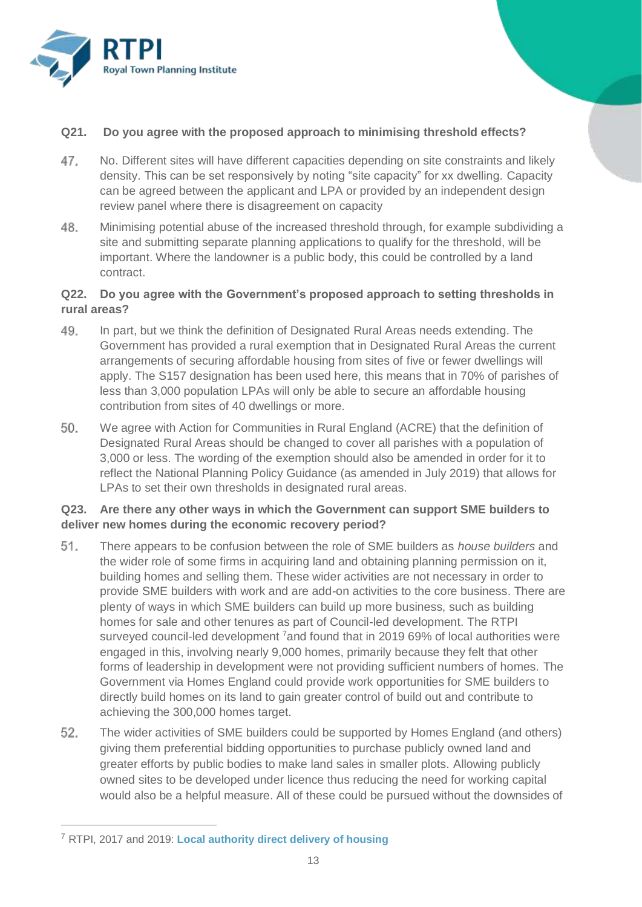**Q21. Do you agree with the proposed approach to minimising threshold effects?**

47. No. Different sites will have different capacities depending on site constraints and likely density. This can be set responsively by noting "site capacity" for xx dwelling. Capacity can be agreed between the applicant and LPA or provided by an independent design review panel where there is disagreement on capacity

48. Minimising potential abuse of the increased threshold through, for example subdividing a site and submitting separate planning applications to qualify for the threshold, will be important. Where the landowner is a public body, this could be controlled by a land contract.

**Q22. Do you agree with the Government's proposed approach to setting thresholds in rural areas?**

49. In part, but we think the definition of Designated Rural Areas needs extending. The Government has provided a rural exemption that in Designated Rural Areas the current arrangements of securing affordable housing from sites of five or fewer dwellings will apply. The S157 designation has been used here, this means that in 70% of parishes of less than 3,000 population LPAs will only be able to secure an affordable housing contribution from sites of 40 dwellings or more.

50. We agree with Action for Communities in Rural England (ACRE) that the definition of Designated Rural Areas should be changed to cover all parishes with a population of 3,000 or less. The wording of the exemption should also be amended in order for it to reflect the National Planning Policy Guidance (as amended in July 2019) that allows for LPAs to set their own thresholds in designated rural areas.

**Q23. Are there any other ways in which the Government can support SME builders to deliver new homes during the economic recovery period?**

51. There appears to be confusion between the role of SME builders as *house builders* and the wider role of some firms in acquiring land and obtaining planning permission on it, building homes and selling them. These wider activities are not necessary in order to provide SME builders with work and are add-on activities to the core business. There are plenty of ways in which SME builders can build up more business, such as building homes for sale and other tenures as part of Council-led development. The RTPI surveyed council-led development [7] and found that in 2019 69% of local authorities were engaged in this, involving nearly 9,000 homes, primarily because they felt that other forms of leadership in development were not providing sufficient numbers of homes. The Government via Homes England could provide work opportunities for SME builders to directly build homes on its land to gain greater control of build out and contribute to achieving the 300,000 homes target.

52. The wider activities of SME builders could be supported by Homes England (and others) giving them preferential bidding opportunities to purchase publicly owned land and greater efforts by public bodies to make land sales in smaller plots. Allowing publicly owned sites to be developed under licence thus reducing the need for working capital would also be a helpful measure. All of these could be pursued without the downsides of

---

[7] RTPI, 2017 and 2019: **Local authority direct delivery of housing**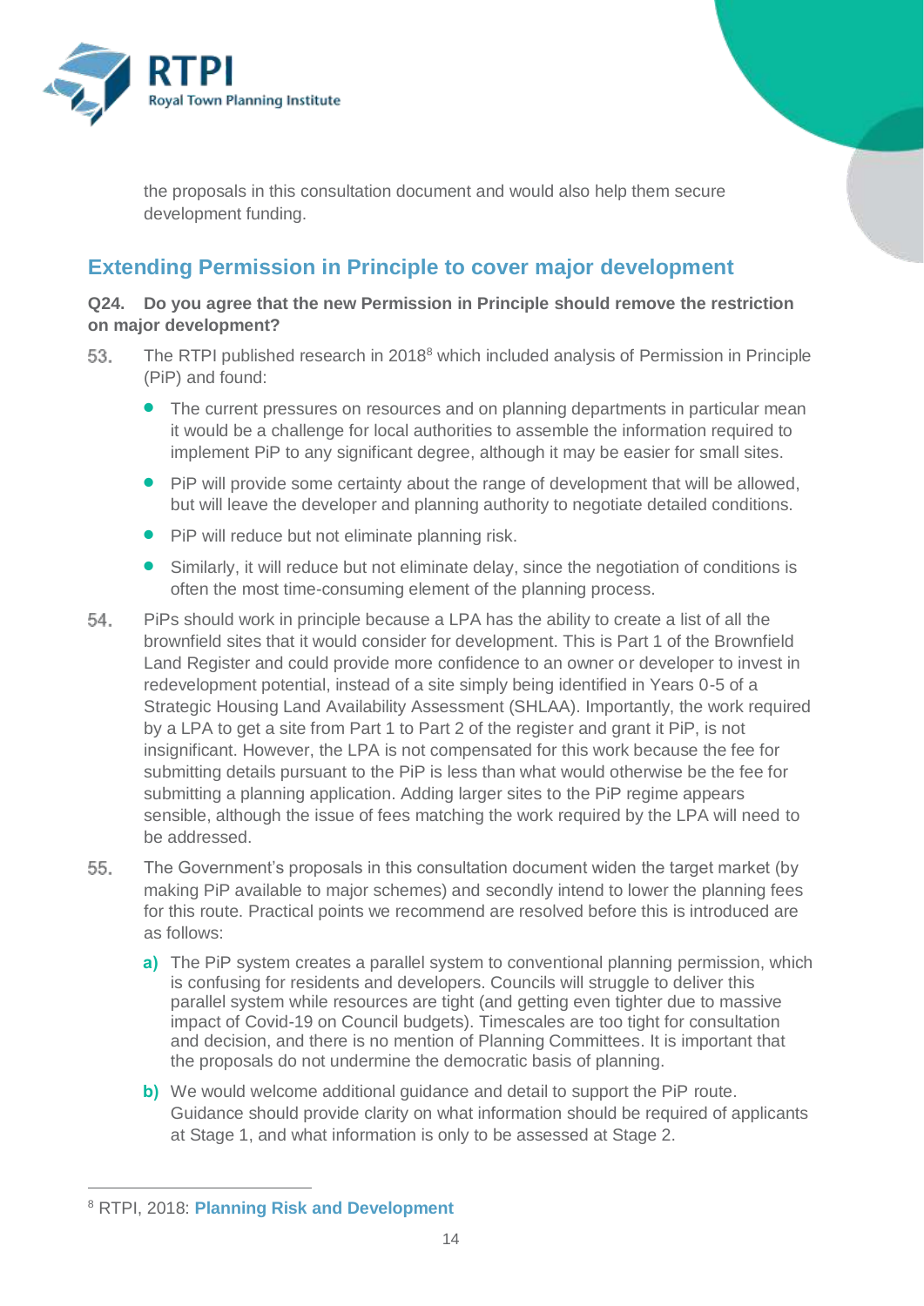the proposals in this consultation document and would also help them secure development funding.

## Extending Permission in Principle to cover major development

**Q24. Do you agree that the new Permission in Principle should remove the restriction on major development?**

53. The RTPI published research in 2018[8] which included analysis of Permission in Principle (PiP) and found:

- The current pressures on resources and on planning departments in particular mean it would be a challenge for local authorities to assemble the information required to implement PiP to any significant degree, although it may be easier for small sites.
- PiP will provide some certainty about the range of development that will be allowed, but will leave the developer and planning authority to negotiate detailed conditions.
- PiP will reduce but not eliminate planning risk.
- Similarly, it will reduce but not eliminate delay, since the negotiation of conditions is often the most time-consuming element of the planning process.

54. PiPs should work in principle because a LPA has the ability to create a list of all the brownfield sites that it would consider for development. This is Part 1 of the Brownfield Land Register and could provide more confidence to an owner or developer to invest in redevelopment potential, instead of a site simply being identified in Years 0-5 of a Strategic Housing Land Availability Assessment (SHLAA). Importantly, the work required by a LPA to get a site from Part 1 to Part 2 of the register and grant it PiP, is not insignificant. However, the LPA is not compensated for this work because the fee for submitting details pursuant to the PiP is less than what would otherwise be the fee for submitting a planning application. Adding larger sites to the PiP regime appears sensible, although the issue of fees matching the work required by the LPA will need to be addressed.

55. The Government's proposals in this consultation document widen the target market (by making PiP available to major schemes) and secondly intend to lower the planning fees for this route. Practical points we recommend are resolved before this is introduced are as follows:

**a)** The PiP system creates a parallel system to conventional planning permission, which is confusing for residents and developers. Councils will struggle to deliver this parallel system while resources are tight (and getting even tighter due to massive impact of Covid-19 on Council budgets). Timescales are too tight for consultation and decision, and there is no mention of Planning Committees. It is important that the proposals do not undermine the democratic basis of planning.

**b)** We would welcome additional guidance and detail to support the PiP route. Guidance should provide clarity on what information should be required of applicants at Stage 1, and what information is only to be assessed at Stage 2.

---

[8] RTPI, 2018: **Planning Risk and Development**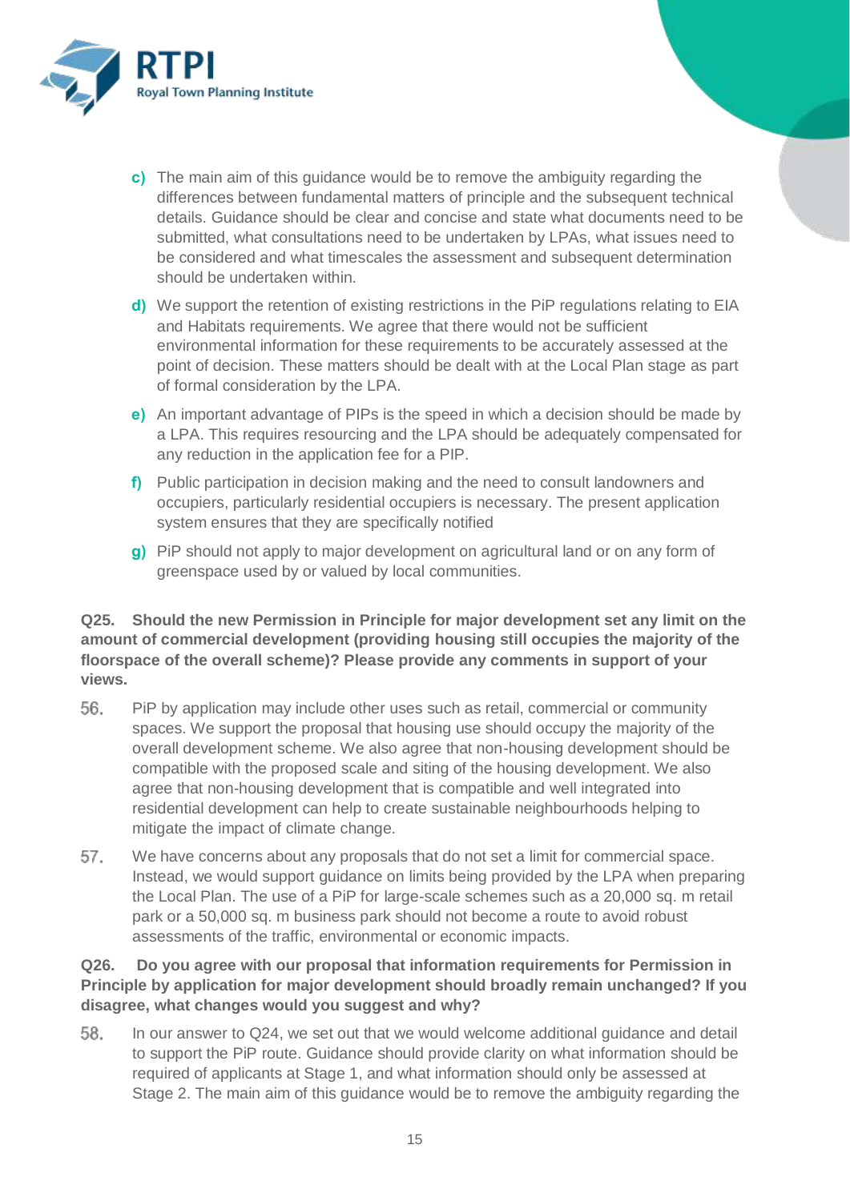c) The main aim of this guidance would be to remove the ambiguity regarding the differences between fundamental matters of principle and the subsequent technical details. Guidance should be clear and concise and state what documents need to be submitted, what consultations need to be undertaken by LPAs, what issues need to be considered and what timescales the assessment and subsequent determination should be undertaken within.

d) We support the retention of existing restrictions in the PiP regulations relating to EIA and Habitats requirements. We agree that there would not be sufficient environmental information for these requirements to be accurately assessed at the point of decision. These matters should be dealt with at the Local Plan stage as part of formal consideration by the LPA.

e) An important advantage of PIPs is the speed in which a decision should be made by a LPA. This requires resourcing and the LPA should be adequately compensated for any reduction in the application fee for a PIP.

f) Public participation in decision making and the need to consult landowners and occupiers, particularly residential occupiers is necessary. The present application system ensures that they are specifically notified

g) PiP should not apply to major development on agricultural land or on any form of greenspace used by or valued by local communities.

**Q25. Should the new Permission in Principle for major development set any limit on the amount of commercial development (providing housing still occupies the majority of the floorspace of the overall scheme)? Please provide any comments in support of your views.**

56. PiP by application may include other uses such as retail, commercial or community spaces. We support the proposal that housing use should occupy the majority of the overall development scheme. We also agree that non-housing development should be compatible with the proposed scale and siting of the housing development. We also agree that non-housing development that is compatible and well integrated into residential development can help to create sustainable neighbourhoods helping to mitigate the impact of climate change.

57. We have concerns about any proposals that do not set a limit for commercial space. Instead, we would support guidance on limits being provided by the LPA when preparing the Local Plan. The use of a PiP for large-scale schemes such as a 20,000 sq. m retail park or a 50,000 sq. m business park should not become a route to avoid robust assessments of the traffic, environmental or economic impacts.

**Q26. Do you agree with our proposal that information requirements for Permission in Principle by application for major development should broadly remain unchanged? If you disagree, what changes would you suggest and why?**

58. In our answer to Q24, we set out that we would welcome additional guidance and detail to support the PiP route. Guidance should provide clarity on what information should be required of applicants at Stage 1, and what information should only be assessed at Stage 2. The main aim of this guidance would be to remove the ambiguity regarding the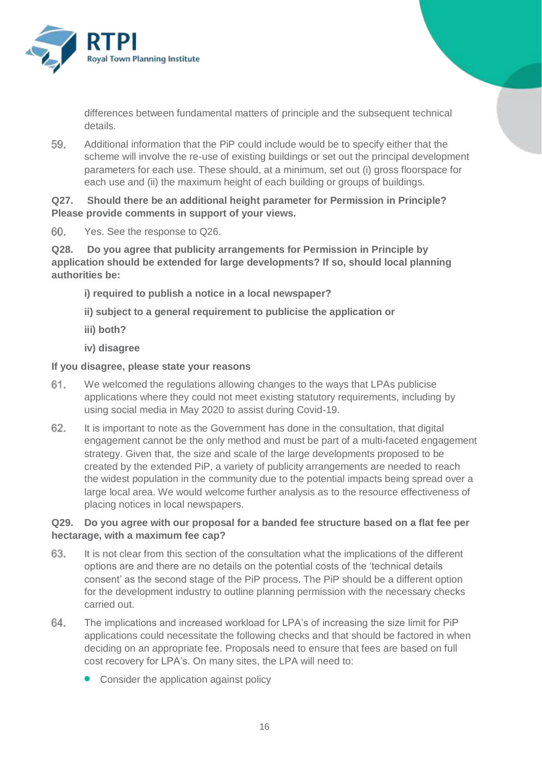differences between fundamental matters of principle and the subsequent technical details.

59. Additional information that the PiP could include would be to specify either that the scheme will involve the re-use of existing buildings or set out the principal development parameters for each use. These should, at a minimum, set out (i) gross floorspace for each use and (ii) the maximum height of each building or groups of buildings.

**Q27. Should there be an additional height parameter for Permission in Principle? Please provide comments in support of your views.**

60. Yes. See the response to Q26.

**Q28. Do you agree that publicity arrangements for Permission in Principle by application should be extended for large developments? If so, should local planning authorities be:**

**i) required to publish a notice in a local newspaper?**

**ii) subject to a general requirement to publicise the application or**

**iii) both?**

**iv) disagree**

**If you disagree, please state your reasons**

61. We welcomed the regulations allowing changes to the ways that LPAs publicise applications where they could not meet existing statutory requirements, including by using social media in May 2020 to assist during Covid-19.

62. It is important to note as the Government has done in the consultation, that digital engagement cannot be the only method and must be part of a multi-faceted engagement strategy. Given that, the size and scale of the large developments proposed to be created by the extended PiP, a variety of publicity arrangements are needed to reach the widest population in the community due to the potential impacts being spread over a large local area. We would welcome further analysis as to the resource effectiveness of placing notices in local newspapers.

**Q29. Do you agree with our proposal for a banded fee structure based on a flat fee per hectarage, with a maximum fee cap?**

63. It is not clear from this section of the consultation what the implications of the different options are and there are no details on the potential costs of the 'technical details consent' as the second stage of the PiP process. The PiP should be a different option for the development industry to outline planning permission with the necessary checks carried out.

64. The implications and increased workload for LPA's of increasing the size limit for PiP applications could necessitate the following checks and that should be factored in when deciding on an appropriate fee. Proposals need to ensure that fees are based on full cost recovery for LPA's. On many sites, the LPA will need to:

- Consider the application against policy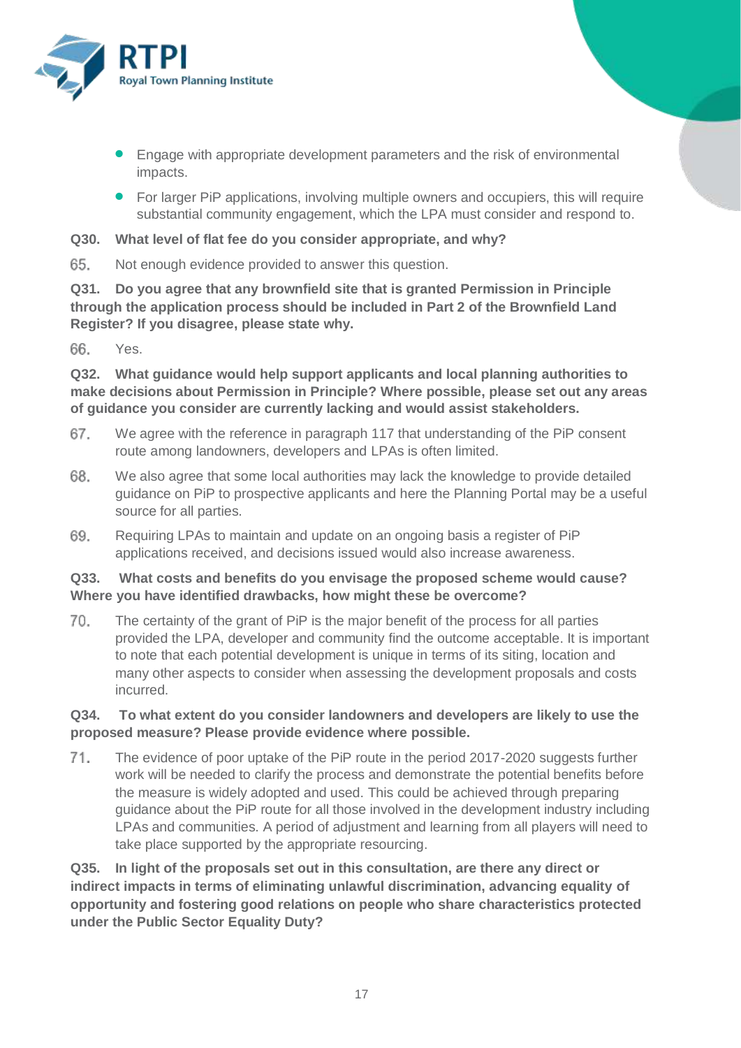- Engage with appropriate development parameters and the risk of environmental impacts.
- For larger PiP applications, involving multiple owners and occupiers, this will require substantial community engagement, which the LPA must consider and respond to.

**Q30. What level of flat fee do you consider appropriate, and why?**

65. Not enough evidence provided to answer this question.

**Q31. Do you agree that any brownfield site that is granted Permission in Principle through the application process should be included in Part 2 of the Brownfield Land Register? If you disagree, please state why.**

66. Yes.

**Q32. What guidance would help support applicants and local planning authorities to make decisions about Permission in Principle? Where possible, please set out any areas of guidance you consider are currently lacking and would assist stakeholders.**

67. We agree with the reference in paragraph 117 that understanding of the PiP consent route among landowners, developers and LPAs is often limited.

68. We also agree that some local authorities may lack the knowledge to provide detailed guidance on PiP to prospective applicants and here the Planning Portal may be a useful source for all parties.

69. Requiring LPAs to maintain and update on an ongoing basis a register of PiP applications received, and decisions issued would also increase awareness.

**Q33. What costs and benefits do you envisage the proposed scheme would cause? Where you have identified drawbacks, how might these be overcome?**

70. The certainty of the grant of PiP is the major benefit of the process for all parties provided the LPA, developer and community find the outcome acceptable. It is important to note that each potential development is unique in terms of its siting, location and many other aspects to consider when assessing the development proposals and costs incurred.

**Q34. To what extent do you consider landowners and developers are likely to use the proposed measure? Please provide evidence where possible.**

71. The evidence of poor uptake of the PiP route in the period 2017-2020 suggests further work will be needed to clarify the process and demonstrate the potential benefits before the measure is widely adopted and used. This could be achieved through preparing guidance about the PiP route for all those involved in the development industry including LPAs and communities. A period of adjustment and learning from all players will need to take place supported by the appropriate resourcing.

**Q35. In light of the proposals set out in this consultation, are there any direct or indirect impacts in terms of eliminating unlawful discrimination, advancing equality of opportunity and fostering good relations on people who share characteristics protected under the Public Sector Equality Duty?**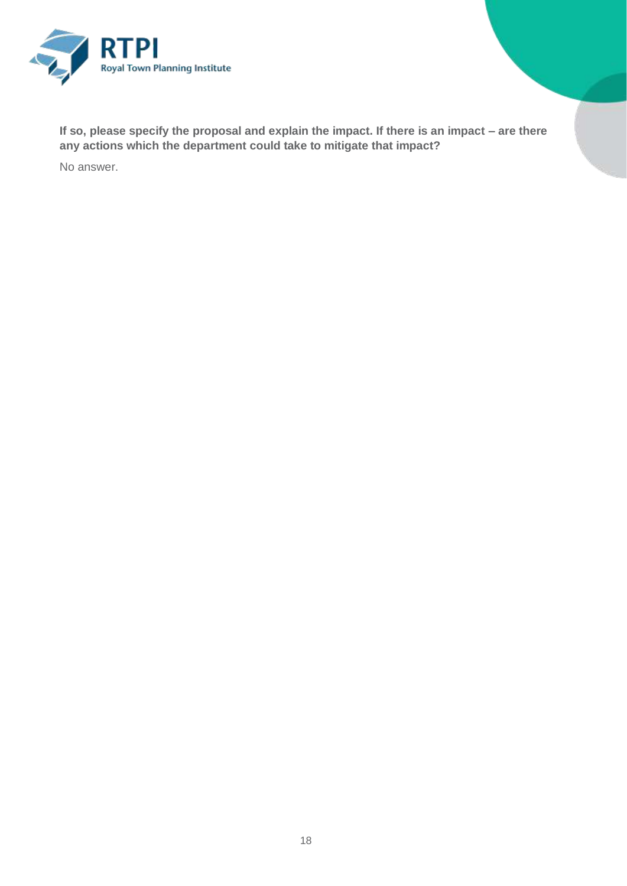**If so, please specify the proposal and explain the impact. If there is an impact – are there any actions which the department could take to mitigate that impact?**

No answer.